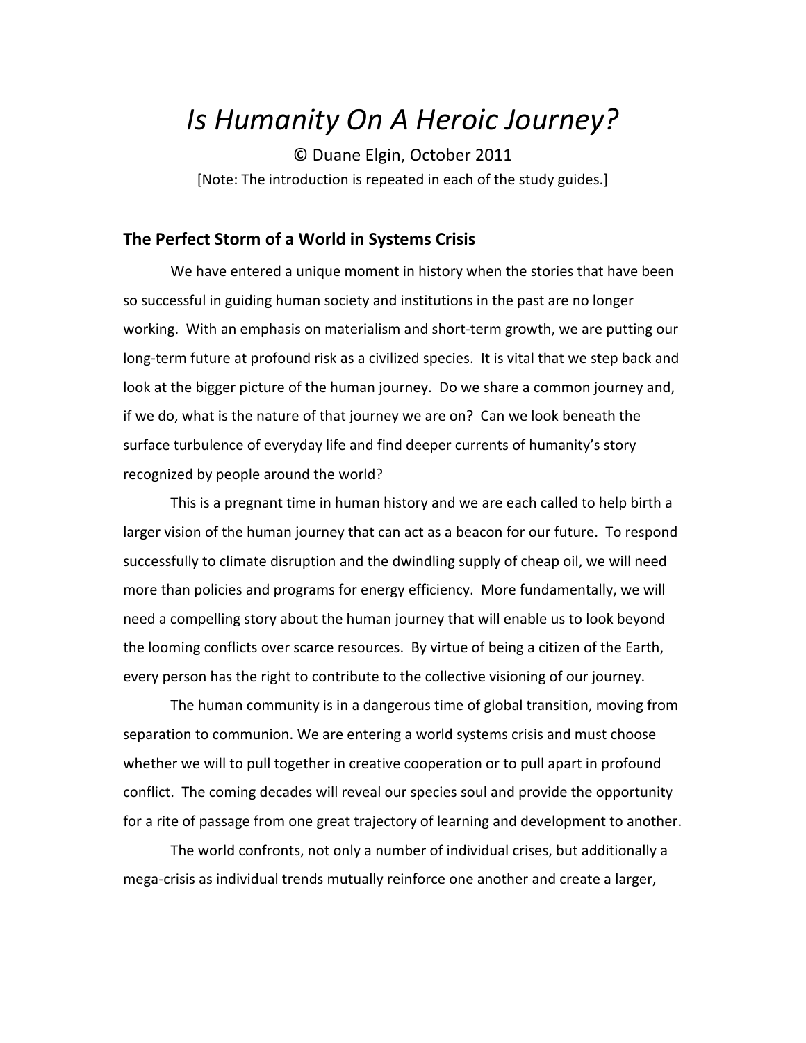# *Is Humanity On A Heroic Journey?*

© Duane Elgin, October 2011

[Note: The introduction is repeated in each of the study guides.]

## The Perfect Storm of a World in Systems Crisis

We have entered a unique moment in history when the stories that have been so successful in guiding human society and institutions in the past are no longer working. With an emphasis on materialism and short-term growth, we are putting our long-term future at profound risk as a civilized species. It is vital that we step back and look at the bigger picture of the human journey. Do we share a common journey and, if we do, what is the nature of that journey we are on? Can we look beneath the surface turbulence of everyday life and find deeper currents of humanity's story recognized by people around the world?

This is a pregnant time in human history and we are each called to help birth a larger vision of the human journey that can act as a beacon for our future. To respond successfully to climate disruption and the dwindling supply of cheap oil, we will need more than policies and programs for energy efficiency. More fundamentally, we will need a compelling story about the human journey that will enable us to look beyond the looming conflicts over scarce resources. By virtue of being a citizen of the Earth, every person has the right to contribute to the collective visioning of our journey.

The human community is in a dangerous time of global transition, moving from separation to communion. We are entering a world systems crisis and must choose whether we will to pull together in creative cooperation or to pull apart in profound conflict. The coming decades will reveal our species soul and provide the opportunity for a rite of passage from one great trajectory of learning and development to another.

The world confronts, not only a number of individual crises, but additionally a mega-crisis as individual trends mutually reinforce one another and create a larger,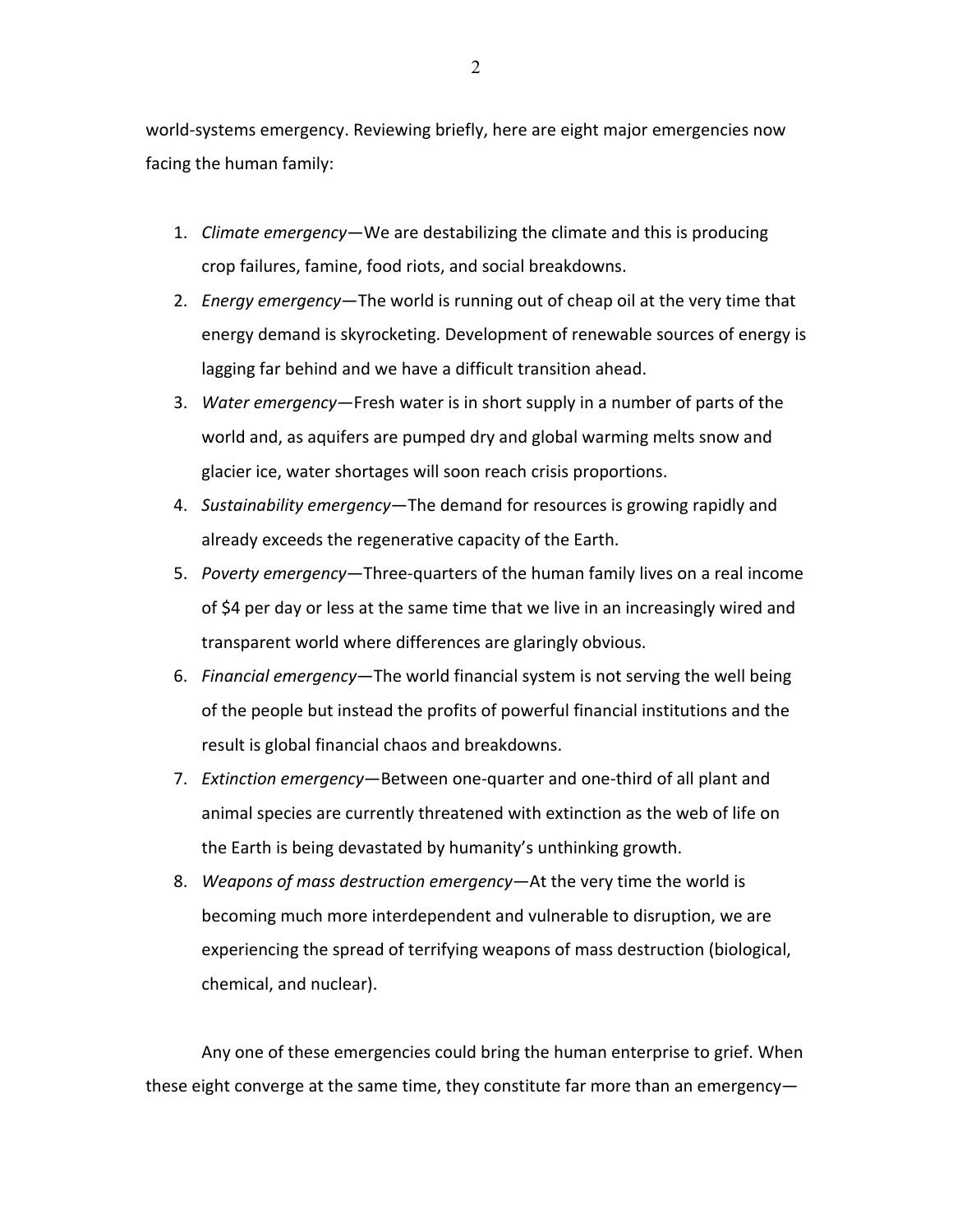world-systems emergency. Reviewing briefly, here are eight major emergencies now facing the human family:

1. *Climate emergency*—We are destabilizing the climate and this is producing crop failures, famine, food riots, and social breakdowns.
2. *Energy emergency*—The world is running out of cheap oil at the very time that energy demand is skyrocketing. Development of renewable sources of energy is lagging far behind and we have a difficult transition ahead.
3. *Water emergency*—Fresh water is in short supply in a number of parts of the world and, as aquifers are pumped dry and global warming melts snow and glacier ice, water shortages will soon reach crisis proportions.
4. *Sustainability emergency*—The demand for resources is growing rapidly and already exceeds the regenerative capacity of the Earth.
5. *Poverty emergency*—Three-quarters of the human family lives on a real income of $4 per day or less at the same time that we live in an increasingly wired and transparent world where differences are glaringly obvious.
6. *Financial emergency*—The world financial system is not serving the well being of the people but instead the profits of powerful financial institutions and the result is global financial chaos and breakdowns.
7. *Extinction emergency*—Between one-quarter and one-third of all plant and animal species are currently threatened with extinction as the web of life on the Earth is being devastated by humanity's unthinking growth.
8. *Weapons of mass destruction emergency*—At the very time the world is becoming much more interdependent and vulnerable to disruption, we are experiencing the spread of terrifying weapons of mass destruction (biological, chemical, and nuclear).

Any one of these emergencies could bring the human enterprise to grief. When these eight converge at the same time, they constitute far more than an emergency—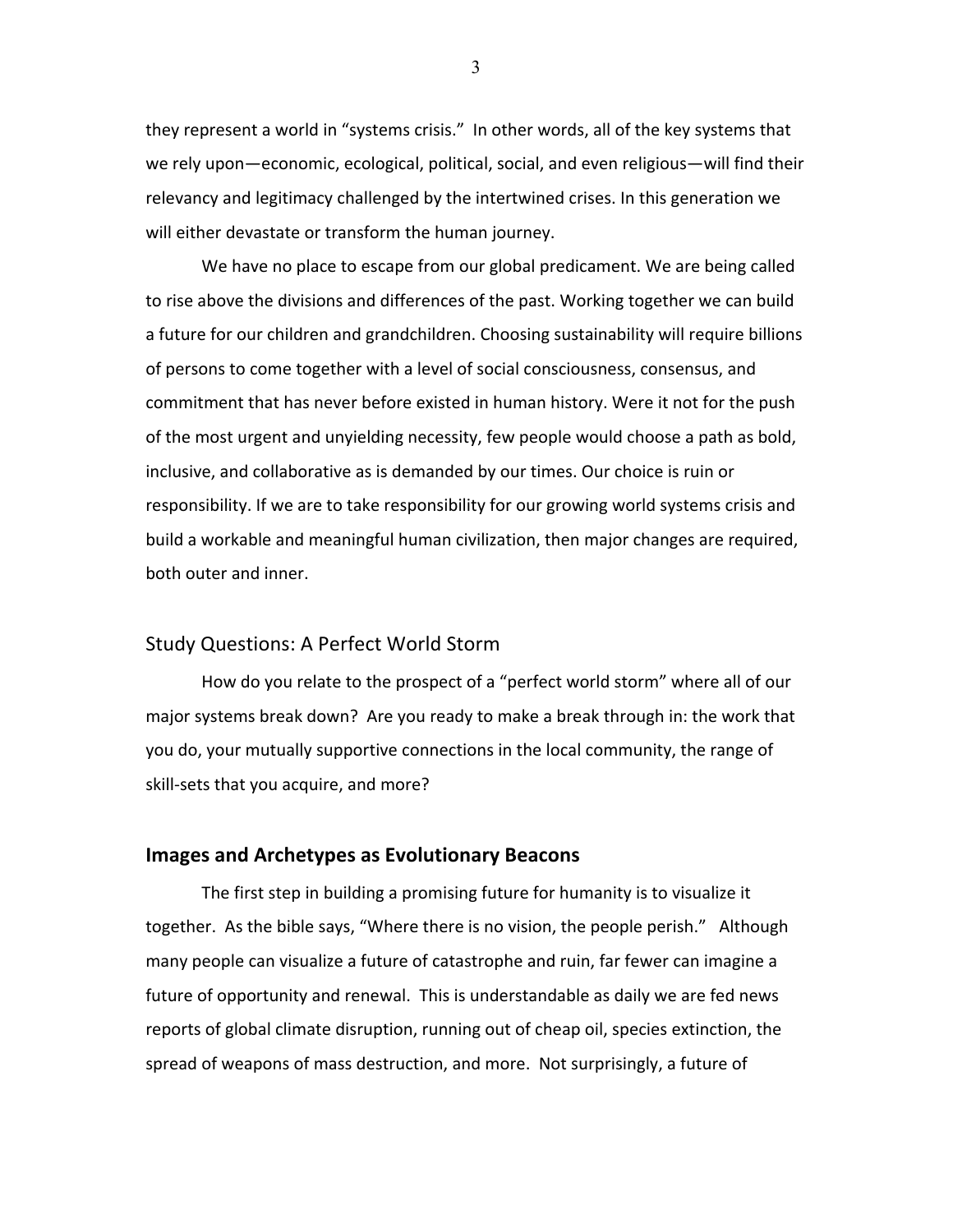they represent a world in "systems crisis." In other words, all of the key systems that we rely upon—economic, ecological, political, social, and even religious—will find their relevancy and legitimacy challenged by the intertwined crises. In this generation we will either devastate or transform the human journey.

We have no place to escape from our global predicament. We are being called to rise above the divisions and differences of the past. Working together we can build a future for our children and grandchildren. Choosing sustainability will require billions of persons to come together with a level of social consciousness, consensus, and commitment that has never before existed in human history. Were it not for the push of the most urgent and unyielding necessity, few people would choose a path as bold, inclusive, and collaborative as is demanded by our times. Our choice is ruin or responsibility. If we are to take responsibility for our growing world systems crisis and build a workable and meaningful human civilization, then major changes are required, both outer and inner.

## Study Questions: A Perfect World Storm

How do you relate to the prospect of a "perfect world storm" where all of our major systems break down? Are you ready to make a break through in: the work that you do, your mutually supportive connections in the local community, the range of skill-sets that you acquire, and more?

## **Images and Archetypes as Evolutionary Beacons**

The first step in building a promising future for humanity is to visualize it together. As the bible says, "Where there is no vision, the people perish." Although many people can visualize a future of catastrophe and ruin, far fewer can imagine a future of opportunity and renewal. This is understandable as daily we are fed news reports of global climate disruption, running out of cheap oil, species extinction, the spread of weapons of mass destruction, and more. Not surprisingly, a future of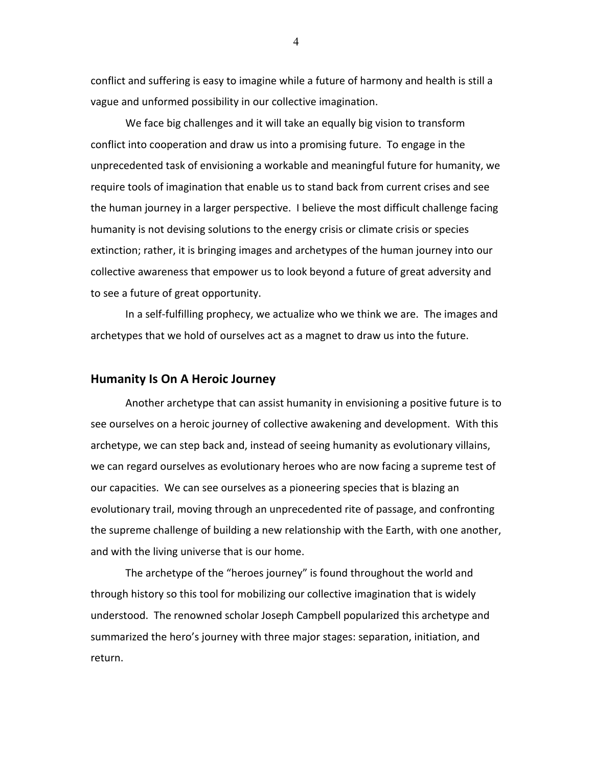conflict and suffering is easy to imagine while a future of harmony and health is still a vague and unformed possibility in our collective imagination.

We face big challenges and it will take an equally big vision to transform conflict into cooperation and draw us into a promising future. To engage in the unprecedented task of envisioning a workable and meaningful future for humanity, we require tools of imagination that enable us to stand back from current crises and see the human journey in a larger perspective. I believe the most difficult challenge facing humanity is not devising solutions to the energy crisis or climate crisis or species extinction; rather, it is bringing images and archetypes of the human journey into our collective awareness that empower us to look beyond a future of great adversity and to see a future of great opportunity.

In a self-fulfilling prophecy, we actualize who we think we are. The images and archetypes that we hold of ourselves act as a magnet to draw us into the future.

## Humanity Is On A Heroic Journey

Another archetype that can assist humanity in envisioning a positive future is to see ourselves on a heroic journey of collective awakening and development. With this archetype, we can step back and, instead of seeing humanity as evolutionary villains, we can regard ourselves as evolutionary heroes who are now facing a supreme test of our capacities. We can see ourselves as a pioneering species that is blazing an evolutionary trail, moving through an unprecedented rite of passage, and confronting the supreme challenge of building a new relationship with the Earth, with one another, and with the living universe that is our home.

The archetype of the "heroes journey" is found throughout the world and through history so this tool for mobilizing our collective imagination that is widely understood. The renowned scholar Joseph Campbell popularized this archetype and summarized the hero's journey with three major stages: separation, initiation, and return.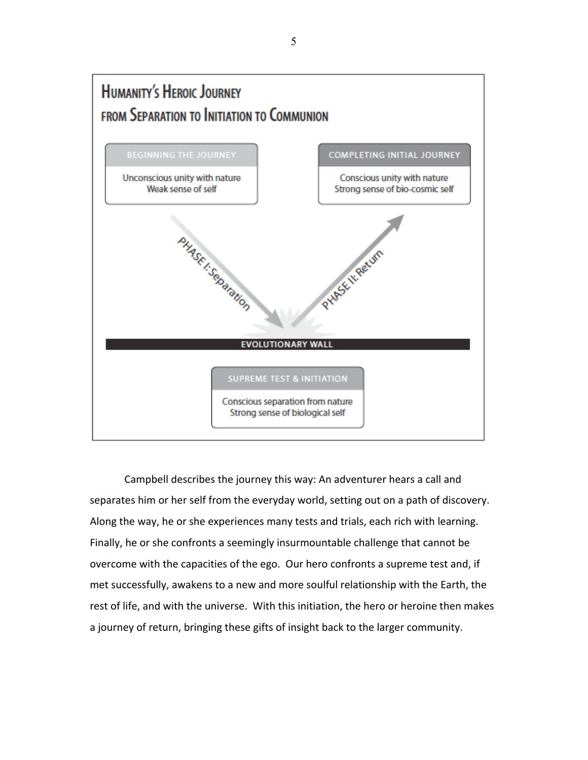## Humanity's Heroic Journey from Separation to Initiation to Communion

**BEGINNING THE JOURNEY**
Unconscious unity with nature
Weak sense of self

**COMPLETING INITIAL JOURNEY**
Conscious unity with nature
Strong sense of bio-cosmic self

PHASE I: Separation

PHASE II: Return

**EVOLUTIONARY WALL**

**SUPREME TEST & INITIATION**
Conscious separation from nature
Strong sense of biological self

Campbell describes the journey this way: An adventurer hears a call and separates him or her self from the everyday world, setting out on a path of discovery. Along the way, he or she experiences many tests and trials, each rich with learning. Finally, he or she confronts a seemingly insurmountable challenge that cannot be overcome with the capacities of the ego. Our hero confronts a supreme test and, if met successfully, awakens to a new and more soulful relationship with the Earth, the rest of life, and with the universe. With this initiation, the hero or heroine then makes a journey of return, bringing these gifts of insight back to the larger community.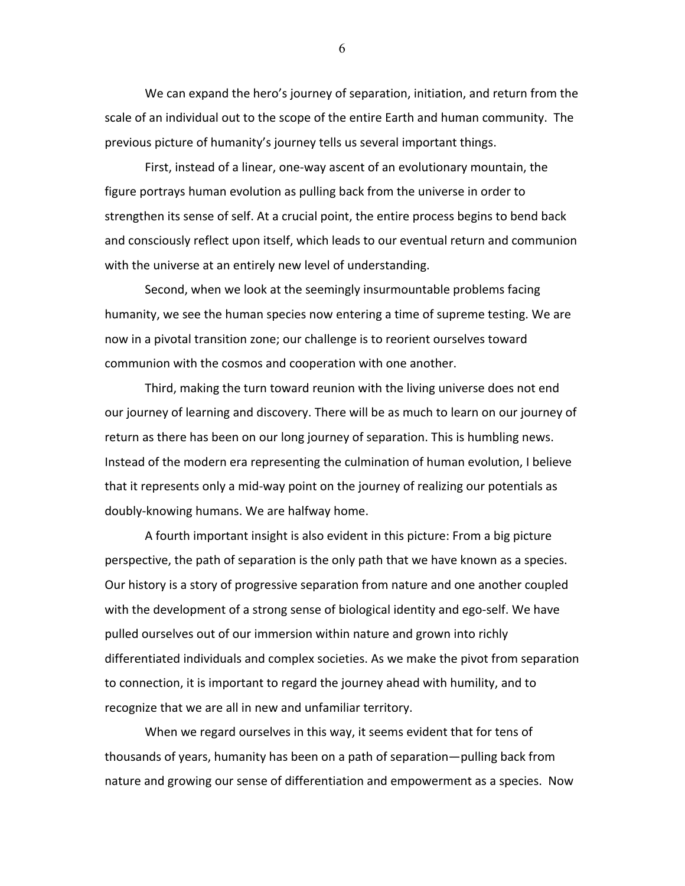We can expand the hero's journey of separation, initiation, and return from the scale of an individual out to the scope of the entire Earth and human community. The previous picture of humanity's journey tells us several important things.

First, instead of a linear, one-way ascent of an evolutionary mountain, the figure portrays human evolution as pulling back from the universe in order to strengthen its sense of self. At a crucial point, the entire process begins to bend back and consciously reflect upon itself, which leads to our eventual return and communion with the universe at an entirely new level of understanding.

Second, when we look at the seemingly insurmountable problems facing humanity, we see the human species now entering a time of supreme testing. We are now in a pivotal transition zone; our challenge is to reorient ourselves toward communion with the cosmos and cooperation with one another.

Third, making the turn toward reunion with the living universe does not end our journey of learning and discovery. There will be as much to learn on our journey of return as there has been on our long journey of separation. This is humbling news. Instead of the modern era representing the culmination of human evolution, I believe that it represents only a mid-way point on the journey of realizing our potentials as doubly-knowing humans. We are halfway home.

A fourth important insight is also evident in this picture: From a big picture perspective, the path of separation is the only path that we have known as a species. Our history is a story of progressive separation from nature and one another coupled with the development of a strong sense of biological identity and ego-self. We have pulled ourselves out of our immersion within nature and grown into richly differentiated individuals and complex societies. As we make the pivot from separation to connection, it is important to regard the journey ahead with humility, and to recognize that we are all in new and unfamiliar territory.

When we regard ourselves in this way, it seems evident that for tens of thousands of years, humanity has been on a path of separation—pulling back from nature and growing our sense of differentiation and empowerment as a species. Now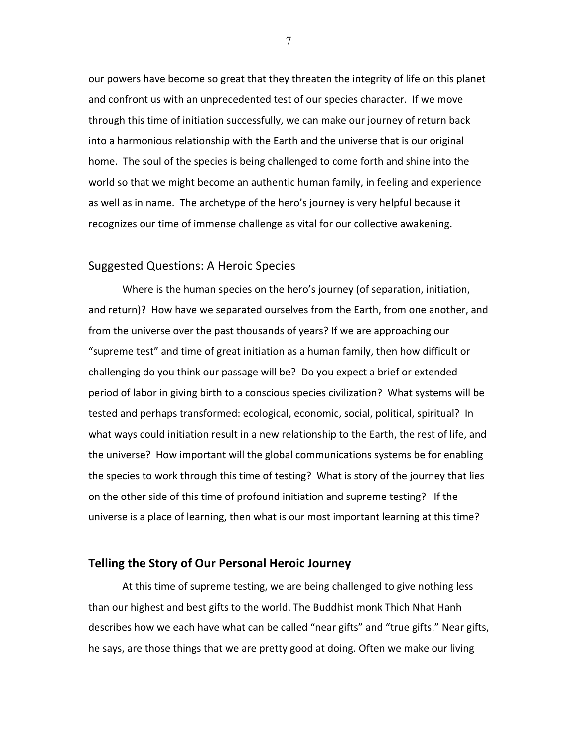our powers have become so great that they threaten the integrity of life on this planet and confront us with an unprecedented test of our species character. If we move through this time of initiation successfully, we can make our journey of return back into a harmonious relationship with the Earth and the universe that is our original home. The soul of the species is being challenged to come forth and shine into the world so that we might become an authentic human family, in feeling and experience as well as in name. The archetype of the hero's journey is very helpful because it recognizes our time of immense challenge as vital for our collective awakening.

## Suggested Questions: A Heroic Species

Where is the human species on the hero's journey (of separation, initiation, and return)? How have we separated ourselves from the Earth, from one another, and from the universe over the past thousands of years? If we are approaching our "supreme test" and time of great initiation as a human family, then how difficult or challenging do you think our passage will be? Do you expect a brief or extended period of labor in giving birth to a conscious species civilization? What systems will be tested and perhaps transformed: ecological, economic, social, political, spiritual? In what ways could initiation result in a new relationship to the Earth, the rest of life, and the universe? How important will the global communications systems be for enabling the species to work through this time of testing? What is story of the journey that lies on the other side of this time of profound initiation and supreme testing? If the universe is a place of learning, then what is our most important learning at this time?

## Telling the Story of Our Personal Heroic Journey

At this time of supreme testing, we are being challenged to give nothing less than our highest and best gifts to the world. The Buddhist monk Thich Nhat Hanh describes how we each have what can be called "near gifts" and "true gifts." Near gifts, he says, are those things that we are pretty good at doing. Often we make our living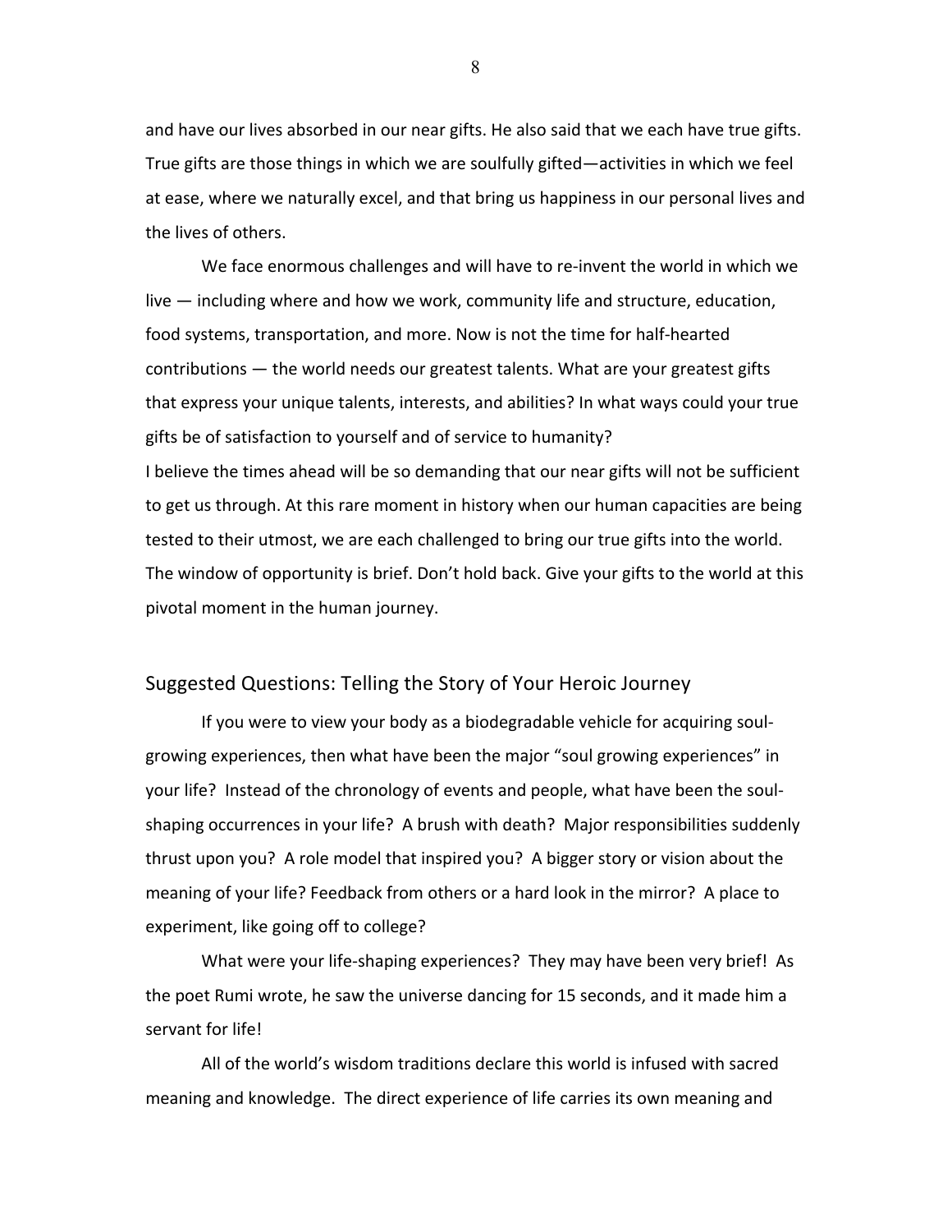and have our lives absorbed in our near gifts. He also said that we each have true gifts. True gifts are those things in which we are soulfully gifted—activities in which we feel at ease, where we naturally excel, and that bring us happiness in our personal lives and the lives of others.

We face enormous challenges and will have to re-invent the world in which we live — including where and how we work, community life and structure, education, food systems, transportation, and more. Now is not the time for half-hearted contributions — the world needs our greatest talents. What are your greatest gifts that express your unique talents, interests, and abilities? In what ways could your true gifts be of satisfaction to yourself and of service to humanity?

I believe the times ahead will be so demanding that our near gifts will not be sufficient to get us through. At this rare moment in history when our human capacities are being tested to their utmost, we are each challenged to bring our true gifts into the world. The window of opportunity is brief. Don't hold back. Give your gifts to the world at this pivotal moment in the human journey.

## Suggested Questions: Telling the Story of Your Heroic Journey

If you were to view your body as a biodegradable vehicle for acquiring soul-growing experiences, then what have been the major "soul growing experiences" in your life? Instead of the chronology of events and people, what have been the soul-shaping occurrences in your life? A brush with death? Major responsibilities suddenly thrust upon you? A role model that inspired you? A bigger story or vision about the meaning of your life? Feedback from others or a hard look in the mirror? A place to experiment, like going off to college?

What were your life-shaping experiences? They may have been very brief! As the poet Rumi wrote, he saw the universe dancing for 15 seconds, and it made him a servant for life!

All of the world's wisdom traditions declare this world is infused with sacred meaning and knowledge. The direct experience of life carries its own meaning and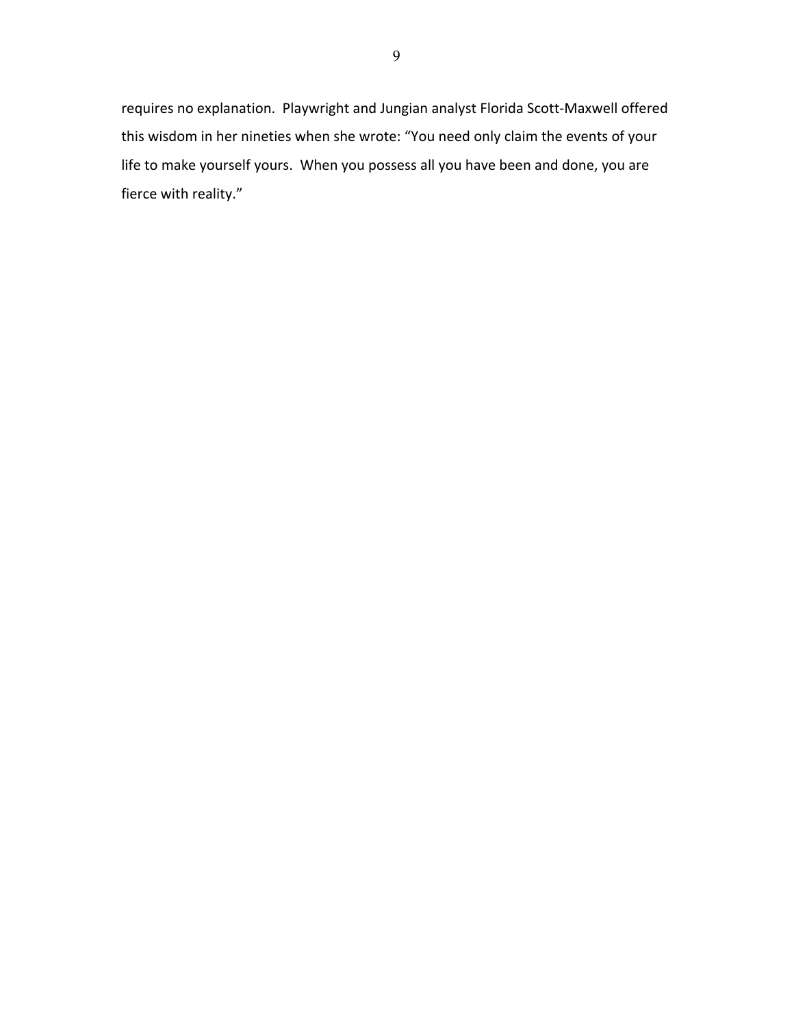requires no explanation.  Playwright and Jungian analyst Florida Scott-Maxwell offered this wisdom in her nineties when she wrote: "You need only claim the events of your life to make yourself yours.  When you possess all you have been and done, you are fierce with reality."